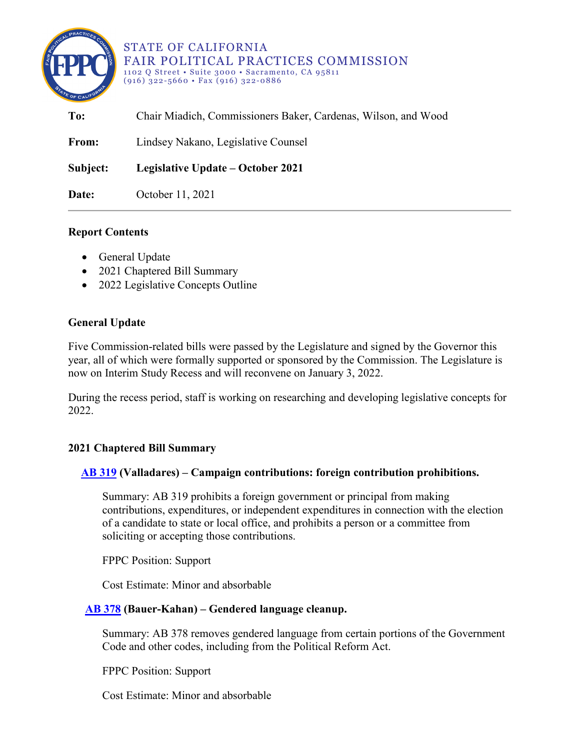STATE OF CALIFORNIA
FAIR POLITICAL PRACTICES COMMISSION
1102 Q Street • Suite 3000 • Sacramento, CA 95811
(916) 322-5660 • Fax (916) 322-0886

**To:** Chair Miadich, Commissioners Baker, Cardenas, Wilson, and Wood

**From:** Lindsey Nakano, Legislative Counsel

**Subject:** **Legislative Update – October 2021**

**Date:** October 11, 2021

---

**Report Contents**

- General Update
- 2021 Chaptered Bill Summary
- 2022 Legislative Concepts Outline

## General Update

Five Commission-related bills were passed by the Legislature and signed by the Governor this year, all of which were formally supported or sponsored by the Commission. The Legislature is now on Interim Study Recess and will reconvene on January 3, 2022.

During the recess period, staff is working on researching and developing legislative concepts for 2022.

## 2021 Chaptered Bill Summary

### AB 319 (Valladares) – Campaign contributions: foreign contribution prohibitions.

Summary: AB 319 prohibits a foreign government or principal from making contributions, expenditures, or independent expenditures in connection with the election of a candidate to state or local office, and prohibits a person or a committee from soliciting or accepting those contributions.

FPPC Position: Support

Cost Estimate: Minor and absorbable

### AB 378 (Bauer-Kahan) – Gendered language cleanup.

Summary: AB 378 removes gendered language from certain portions of the Government Code and other codes, including from the Political Reform Act.

FPPC Position: Support

Cost Estimate: Minor and absorbable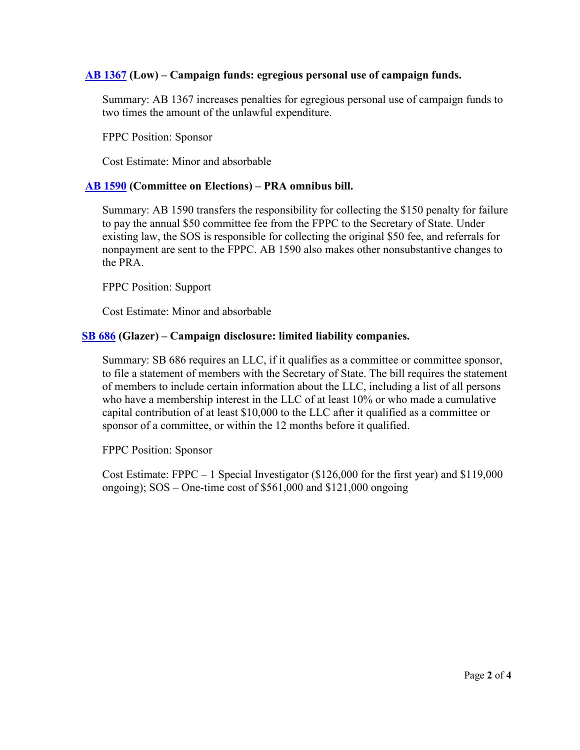**[AB 1367](#) (Low) – Campaign funds: egregious personal use of campaign funds.**

Summary: AB 1367 increases penalties for egregious personal use of campaign funds to two times the amount of the unlawful expenditure.

FPPC Position: Sponsor

Cost Estimate: Minor and absorbable

**[AB 1590](#) (Committee on Elections) – PRA omnibus bill.**

Summary: AB 1590 transfers the responsibility for collecting the $150 penalty for failure to pay the annual $50 committee fee from the FPPC to the Secretary of State. Under existing law, the SOS is responsible for collecting the original $50 fee, and referrals for nonpayment are sent to the FPPC. AB 1590 also makes other nonsubstantive changes to the PRA.

FPPC Position: Support

Cost Estimate: Minor and absorbable

**[SB 686](#) (Glazer) – Campaign disclosure: limited liability companies.**

Summary: SB 686 requires an LLC, if it qualifies as a committee or committee sponsor, to file a statement of members with the Secretary of State. The bill requires the statement of members to include certain information about the LLC, including a list of all persons who have a membership interest in the LLC of at least 10% or who made a cumulative capital contribution of at least $10,000 to the LLC after it qualified as a committee or sponsor of a committee, or within the 12 months before it qualified.

FPPC Position: Sponsor

Cost Estimate: FPPC – 1 Special Investigator ($126,000 for the first year) and $119,000 ongoing); SOS – One-time cost of $561,000 and $121,000 ongoing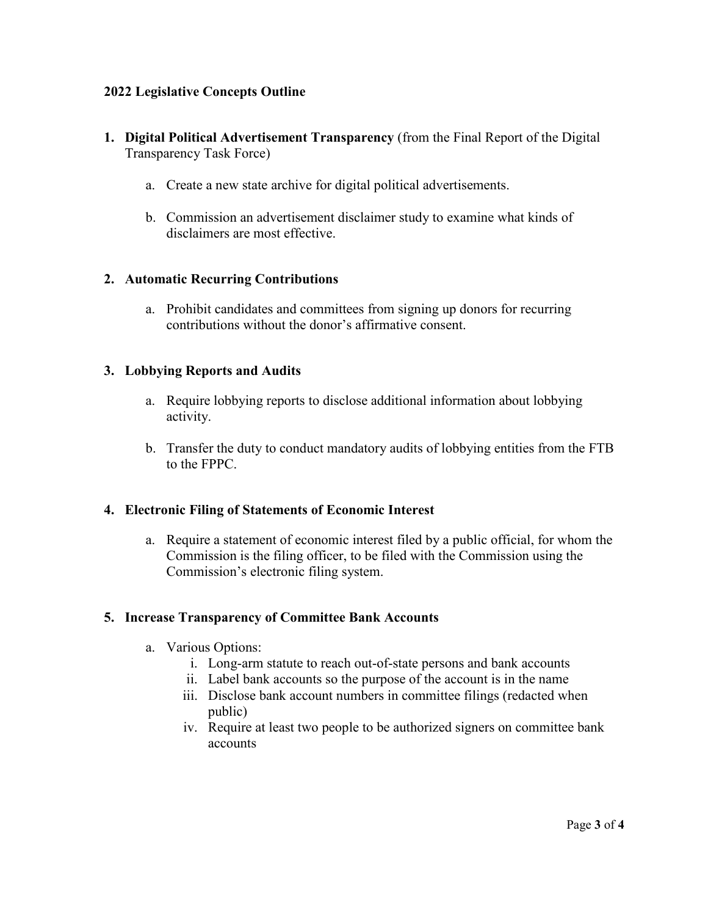**2022 Legislative Concepts Outline**

1. **Digital Political Advertisement Transparency** (from the Final Report of the Digital Transparency Task Force)

    a. Create a new state archive for digital political advertisements.

    b. Commission an advertisement disclaimer study to examine what kinds of disclaimers are most effective.

2. **Automatic Recurring Contributions**

    a. Prohibit candidates and committees from signing up donors for recurring contributions without the donor's affirmative consent.

3. **Lobbying Reports and Audits**

    a. Require lobbying reports to disclose additional information about lobbying activity.

    b. Transfer the duty to conduct mandatory audits of lobbying entities from the FTB to the FPPC.

4. **Electronic Filing of Statements of Economic Interest**

    a. Require a statement of economic interest filed by a public official, for whom the Commission is the filing officer, to be filed with the Commission using the Commission's electronic filing system.

5. **Increase Transparency of Committee Bank Accounts**

    a. Various Options:
        i. Long-arm statute to reach out-of-state persons and bank accounts
        ii. Label bank accounts so the purpose of the account is in the name
        iii. Disclose bank account numbers in committee filings (redacted when public)
        iv. Require at least two people to be authorized signers on committee bank accounts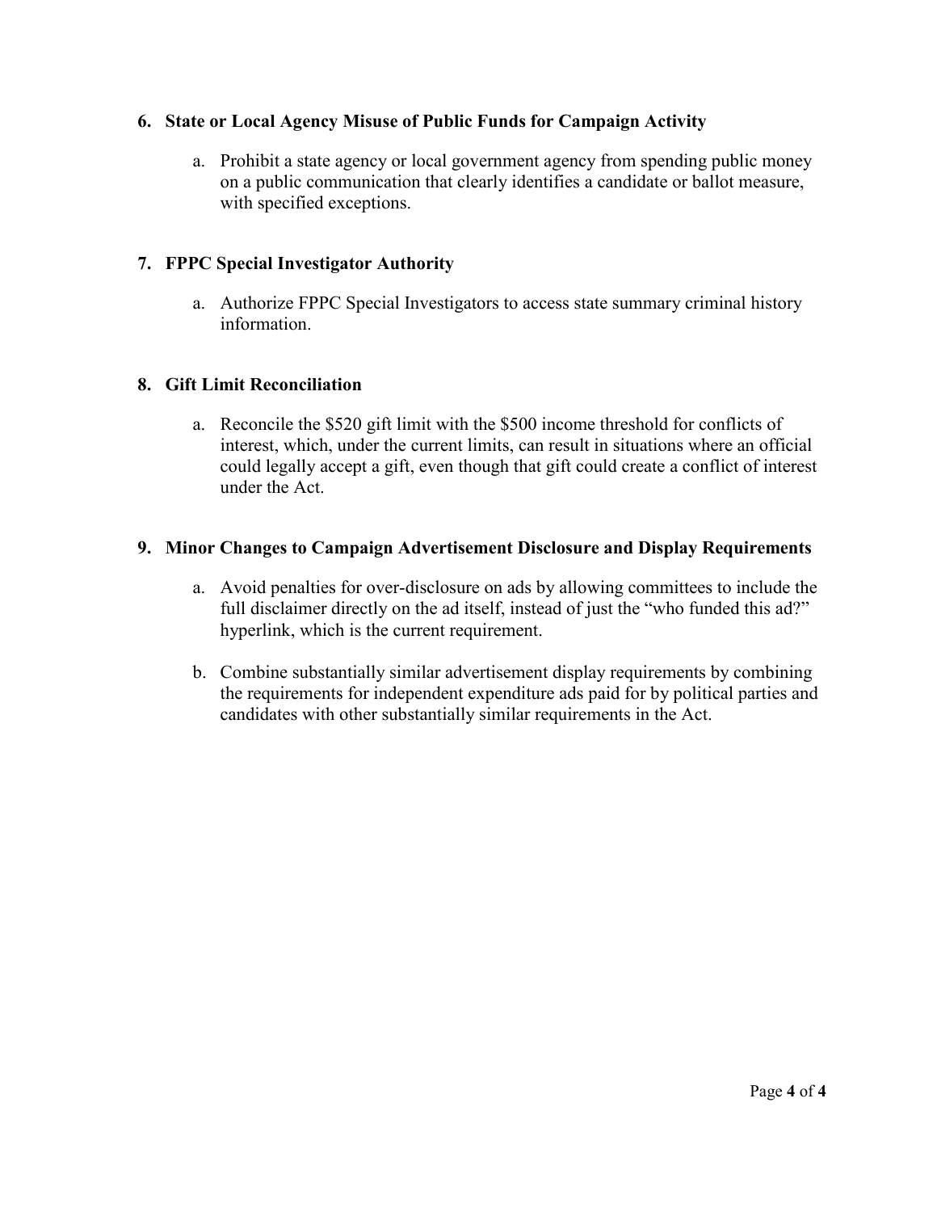6. **State or Local Agency Misuse of Public Funds for Campaign Activity**

    a. Prohibit a state agency or local government agency from spending public money on a public communication that clearly identifies a candidate or ballot measure, with specified exceptions.

7. **FPPC Special Investigator Authority**

    a. Authorize FPPC Special Investigators to access state summary criminal history information.

8. **Gift Limit Reconciliation**

    a. Reconcile the $520 gift limit with the $500 income threshold for conflicts of interest, which, under the current limits, can result in situations where an official could legally accept a gift, even though that gift could create a conflict of interest under the Act.

9. **Minor Changes to Campaign Advertisement Disclosure and Display Requirements**

    a. Avoid penalties for over-disclosure on ads by allowing committees to include the full disclaimer directly on the ad itself, instead of just the "who funded this ad?" hyperlink, which is the current requirement.

    b. Combine substantially similar advertisement display requirements by combining the requirements for independent expenditure ads paid for by political parties and candidates with other substantially similar requirements in the Act.